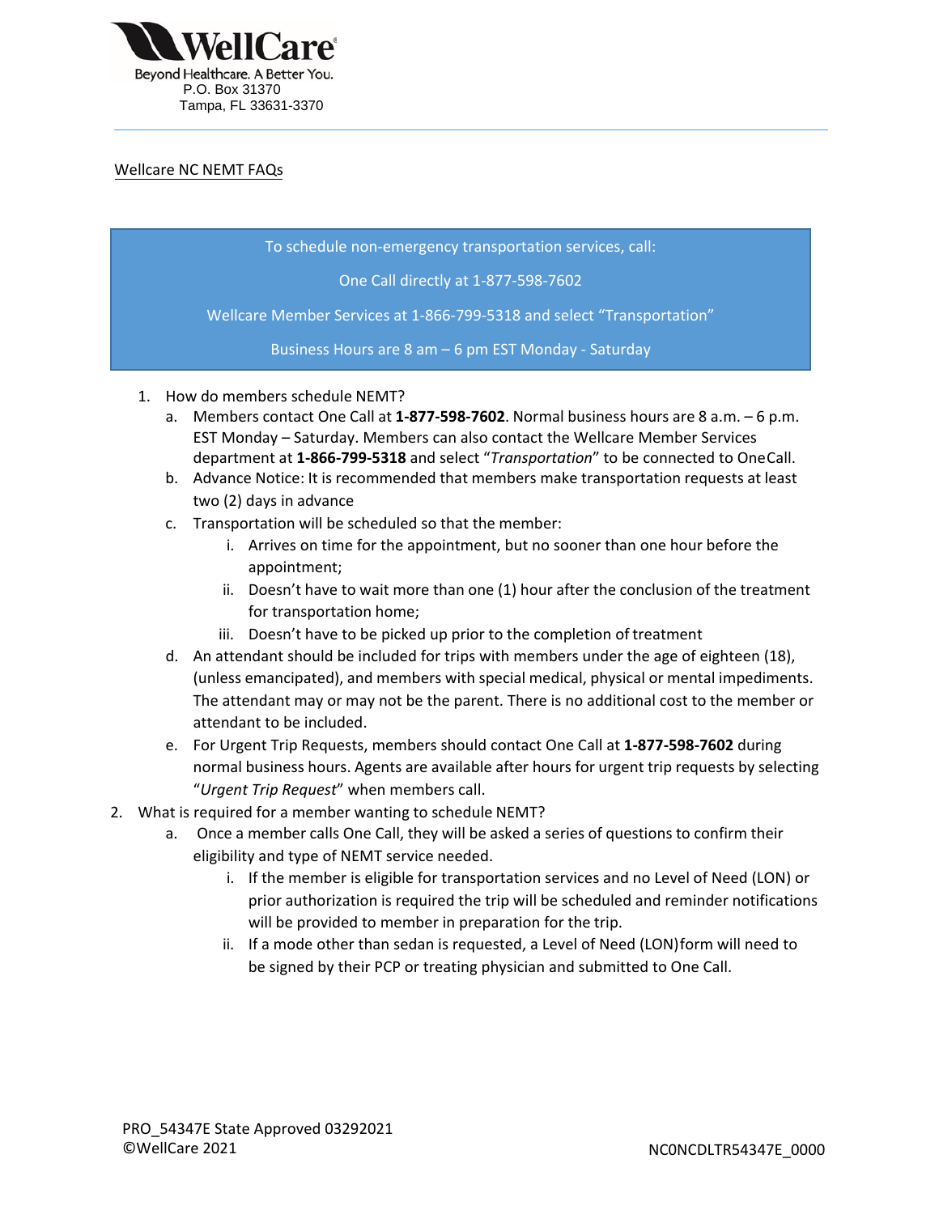WellCare

Beyond Healthcare. A Better You.

P.O. Box 31370

Tampa, FL 33631-3370

Wellcare NC NEMT FAQs

> To schedule non-emergency transportation services, call:
>
> One Call directly at 1-877-598-7602
>
> Wellcare Member Services at 1-866-799-5318 and select "Transportation"
>
> Business Hours are 8 am – 6 pm EST Monday - Saturday

1. How do members schedule NEMT?
   a. Members contact One Call at **1-877-598-7602**. Normal business hours are 8 a.m. – 6 p.m. EST Monday – Saturday. Members can also contact the Wellcare Member Services department at **1-866-799-5318** and select "*Transportation*" to be connected to One Call.
   b. Advance Notice: It is recommended that members make transportation requests at least two (2) days in advance
   c. Transportation will be scheduled so that the member:
      i. Arrives on time for the appointment, but no sooner than one hour before the appointment;
      ii. Doesn't have to wait more than one (1) hour after the conclusion of the treatment for transportation home;
      iii. Doesn't have to be picked up prior to the completion of treatment
   d. An attendant should be included for trips with members under the age of eighteen (18), (unless emancipated), and members with special medical, physical or mental impediments. The attendant may or may not be the parent. There is no additional cost to the member or attendant to be included.
   e. For Urgent Trip Requests, members should contact One Call at **1-877-598-7602** during normal business hours. Agents are available after hours for urgent trip requests by selecting "*Urgent Trip Request*" when members call.
2. What is required for a member wanting to schedule NEMT?
   a. Once a member calls One Call, they will be asked a series of questions to confirm their eligibility and type of NEMT service needed.
      i. If the member is eligible for transportation services and no Level of Need (LON) or prior authorization is required the trip will be scheduled and reminder notifications will be provided to member in preparation for the trip.
      ii. If a mode other than sedan is requested, a Level of Need (LON) form will need to be signed by their PCP or treating physician and submitted to One Call.

PRO_54347E State Approved 03292021

©WellCare 2021

NC0NCDLTR54347E_0000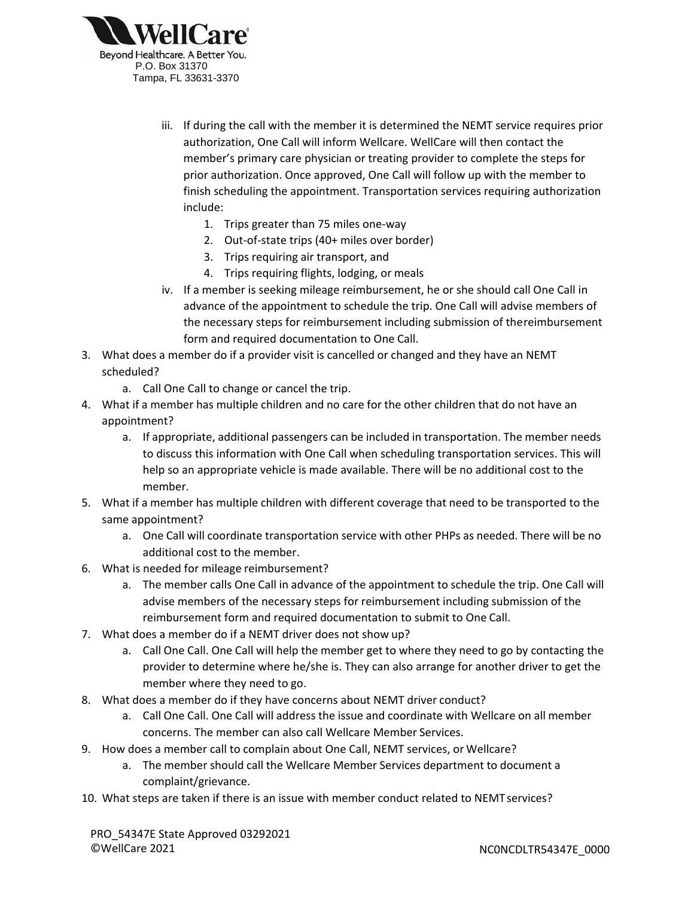iii. If during the call with the member it is determined the NEMT service requires prior authorization, One Call will inform Wellcare. WellCare will then contact the member's primary care physician or treating provider to complete the steps for prior authorization. Once approved, One Call will follow up with the member to finish scheduling the appointment. Transportation services requiring authorization include:
   1. Trips greater than 75 miles one-way
   2. Out-of-state trips (40+ miles over border)
   3. Trips requiring air transport, and
   4. Trips requiring flights, lodging, or meals

iv. If a member is seeking mileage reimbursement, he or she should call One Call in advance of the appointment to schedule the trip. One Call will advise members of the necessary steps for reimbursement including submission of thereimbursement form and required documentation to One Call.

3. What does a member do if a provider visit is cancelled or changed and they have an NEMT scheduled?
   a. Call One Call to change or cancel the trip.
4. What if a member has multiple children and no care for the other children that do not have an appointment?
   a. If appropriate, additional passengers can be included in transportation. The member needs to discuss this information with One Call when scheduling transportation services. This will help so an appropriate vehicle is made available. There will be no additional cost to the member.
5. What if a member has multiple children with different coverage that need to be transported to the same appointment?
   a. One Call will coordinate transportation service with other PHPs as needed. There will be no additional cost to the member.
6. What is needed for mileage reimbursement?
   a. The member calls One Call in advance of the appointment to schedule the trip. One Call will advise members of the necessary steps for reimbursement including submission of the reimbursement form and required documentation to submit to One Call.
7. What does a member do if a NEMT driver does not show up?
   a. Call One Call. One Call will help the member get to where they need to go by contacting the provider to determine where he/she is. They can also arrange for another driver to get the member where they need to go.
8. What does a member do if they have concerns about NEMT driver conduct?
   a. Call One Call. One Call will address the issue and coordinate with Wellcare on all member concerns. The member can also call Wellcare Member Services.
9. How does a member call to complain about One Call, NEMT services, or Wellcare?
   a. The member should call the Wellcare Member Services department to document a complaint/grievance.
10. What steps are taken if there is an issue with member conduct related to NEMT services?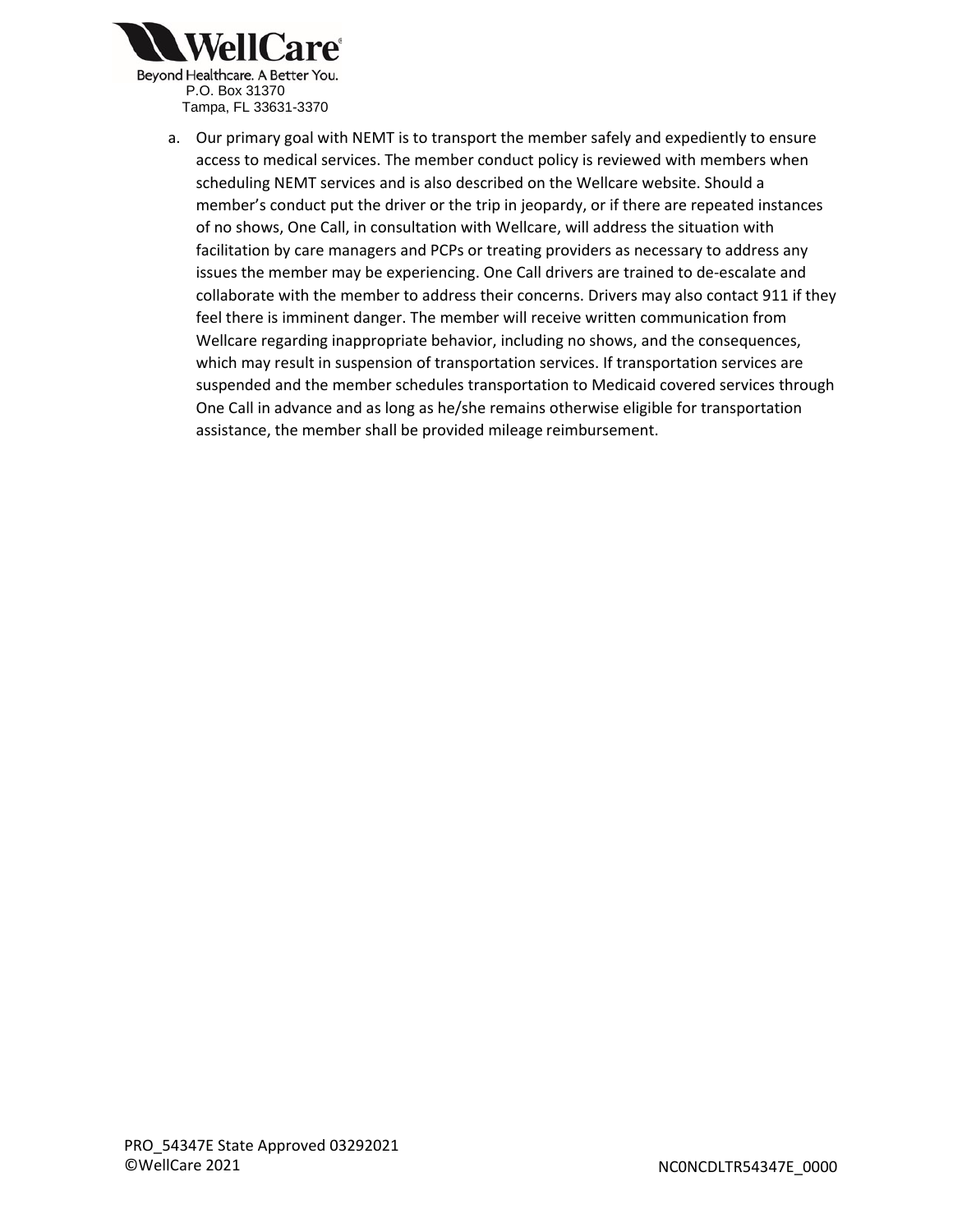a. Our primary goal with NEMT is to transport the member safely and expediently to ensure access to medical services. The member conduct policy is reviewed with members when scheduling NEMT services and is also described on the Wellcare website. Should a member's conduct put the driver or the trip in jeopardy, or if there are repeated instances of no shows, One Call, in consultation with Wellcare, will address the situation with facilitation by care managers and PCPs or treating providers as necessary to address any issues the member may be experiencing. One Call drivers are trained to de-escalate and collaborate with the member to address their concerns. Drivers may also contact 911 if they feel there is imminent danger. The member will receive written communication from Wellcare regarding inappropriate behavior, including no shows, and the consequences, which may result in suspension of transportation services. If transportation services are suspended and the member schedules transportation to Medicaid covered services through One Call in advance and as long as he/she remains otherwise eligible for transportation assistance, the member shall be provided mileage reimbursement.